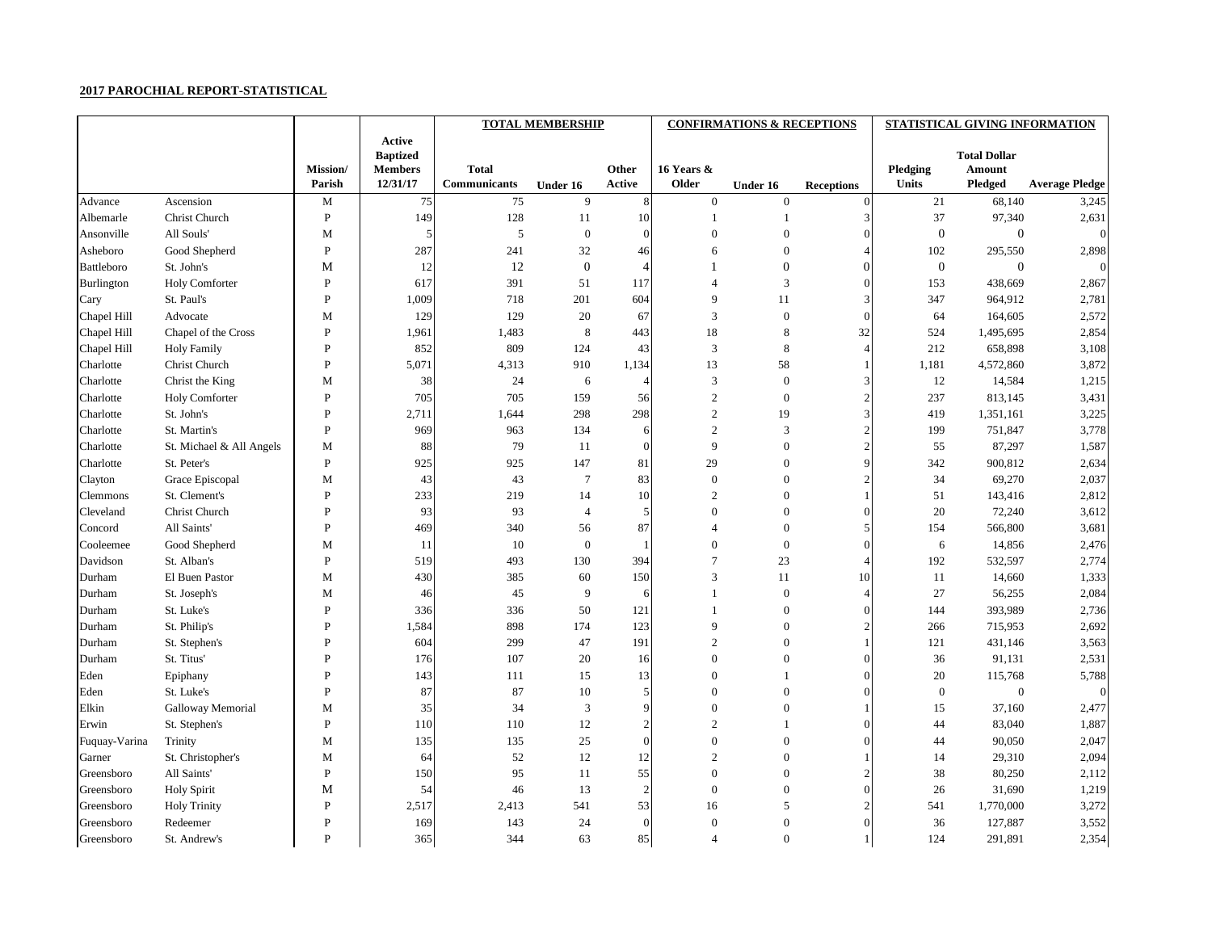**2017 PAROCHIAL REPORT-STATISTICAL**

| | | | | TOTAL MEMBERSHIP | | | CONFIRMATIONS & RECEPTIONS | | | STATISTICAL GIVING INFORMATION | | |
|---|---|---|---|---|---|---|---|---|---|---|---|---|
| | | Mission/ Parish | Active Baptized Members 12/31/17 | Total Communicants | Under 16 | Other Active | 16 Years & Older | Under 16 | Receptions | Pledging Units | Total Dollar Amount Pledged | Average Pledge |
| Advance | Ascension | M | 75 | 75 | 9 | 8 | 0 | 0 | 0 | 21 | 68,140 | 3,245 |
| Albemarle | Christ Church | P | 149 | 128 | 11 | 10 | 1 | 1 | 3 | 37 | 97,340 | 2,631 |
| Ansonville | All Souls' | M | 5 | 5 | 0 | 0 | 0 | 0 | 0 | 0 | 0 | 0 |
| Asheboro | Good Shepherd | P | 287 | 241 | 32 | 46 | 6 | 0 | 4 | 102 | 295,550 | 2,898 |
| Battleboro | St. John's | M | 12 | 12 | 0 | 4 | 1 | 0 | 0 | 0 | 0 | 0 |
| Burlington | Holy Comforter | P | 617 | 391 | 51 | 117 | 4 | 3 | 0 | 153 | 438,669 | 2,867 |
| Cary | St. Paul's | P | 1,009 | 718 | 201 | 604 | 9 | 11 | 3 | 347 | 964,912 | 2,781 |
| Chapel Hill | Advocate | M | 129 | 129 | 20 | 67 | 3 | 0 | 0 | 64 | 164,605 | 2,572 |
| Chapel Hill | Chapel of the Cross | P | 1,961 | 1,483 | 8 | 443 | 18 | 8 | 32 | 524 | 1,495,695 | 2,854 |
| Chapel Hill | Holy Family | P | 852 | 809 | 124 | 43 | 3 | 8 | 4 | 212 | 658,898 | 3,108 |
| Charlotte | Christ Church | P | 5,071 | 4,313 | 910 | 1,134 | 13 | 58 | 1 | 1,181 | 4,572,860 | 3,872 |
| Charlotte | Christ the King | M | 38 | 24 | 6 | 4 | 3 | 0 | 3 | 12 | 14,584 | 1,215 |
| Charlotte | Holy Comforter | P | 705 | 705 | 159 | 56 | 2 | 0 | 2 | 237 | 813,145 | 3,431 |
| Charlotte | St. John's | P | 2,711 | 1,644 | 298 | 298 | 2 | 19 | 3 | 419 | 1,351,161 | 3,225 |
| Charlotte | St. Martin's | P | 969 | 963 | 134 | 6 | 2 | 3 | 2 | 199 | 751,847 | 3,778 |
| Charlotte | St. Michael & All Angels | M | 88 | 79 | 11 | 0 | 9 | 0 | 2 | 55 | 87,297 | 1,587 |
| Charlotte | St. Peter's | P | 925 | 925 | 147 | 81 | 29 | 0 | 9 | 342 | 900,812 | 2,634 |
| Clayton | Grace Episcopal | M | 43 | 43 | 7 | 83 | 0 | 0 | 2 | 34 | 69,270 | 2,037 |
| Clemmons | St. Clement's | P | 233 | 219 | 14 | 10 | 2 | 0 | 1 | 51 | 143,416 | 2,812 |
| Cleveland | Christ Church | P | 93 | 93 | 4 | 5 | 0 | 0 | 0 | 20 | 72,240 | 3,612 |
| Concord | All Saints' | P | 469 | 340 | 56 | 87 | 4 | 0 | 5 | 154 | 566,800 | 3,681 |
| Cooleemee | Good Shepherd | M | 11 | 10 | 0 | 1 | 0 | 0 | 0 | 6 | 14,856 | 2,476 |
| Davidson | St. Alban's | P | 519 | 493 | 130 | 394 | 7 | 23 | 4 | 192 | 532,597 | 2,774 |
| Durham | El Buen Pastor | M | 430 | 385 | 60 | 150 | 3 | 11 | 10 | 11 | 14,660 | 1,333 |
| Durham | St. Joseph's | M | 46 | 45 | 9 | 6 | 1 | 0 | 4 | 27 | 56,255 | 2,084 |
| Durham | St. Luke's | P | 336 | 336 | 50 | 121 | 1 | 0 | 0 | 144 | 393,989 | 2,736 |
| Durham | St. Philip's | P | 1,584 | 898 | 174 | 123 | 9 | 0 | 2 | 266 | 715,953 | 2,692 |
| Durham | St. Stephen's | P | 604 | 299 | 47 | 191 | 2 | 0 | 1 | 121 | 431,146 | 3,563 |
| Durham | St. Titus' | P | 176 | 107 | 20 | 16 | 0 | 0 | 0 | 36 | 91,131 | 2,531 |
| Eden | Epiphany | P | 143 | 111 | 15 | 13 | 0 | 1 | 0 | 20 | 115,768 | 5,788 |
| Eden | St. Luke's | P | 87 | 87 | 10 | 5 | 0 | 0 | 0 | 0 | 0 | 0 |
| Elkin | Galloway Memorial | M | 35 | 34 | 3 | 9 | 0 | 0 | 1 | 15 | 37,160 | 2,477 |
| Erwin | St. Stephen's | P | 110 | 110 | 12 | 2 | 2 | 1 | 0 | 44 | 83,040 | 1,887 |
| Fuquay-Varina | Trinity | M | 135 | 135 | 25 | 0 | 0 | 0 | 0 | 44 | 90,050 | 2,047 |
| Garner | St. Christopher's | M | 64 | 52 | 12 | 12 | 2 | 0 | 1 | 14 | 29,310 | 2,094 |
| Greensboro | All Saints' | P | 150 | 95 | 11 | 55 | 0 | 0 | 2 | 38 | 80,250 | 2,112 |
| Greensboro | Holy Spirit | M | 54 | 46 | 13 | 2 | 0 | 0 | 0 | 26 | 31,690 | 1,219 |
| Greensboro | Holy Trinity | P | 2,517 | 2,413 | 541 | 53 | 16 | 5 | 2 | 541 | 1,770,000 | 3,272 |
| Greensboro | Redeemer | P | 169 | 143 | 24 | 0 | 0 | 0 | 0 | 36 | 127,887 | 3,552 |
| Greensboro | St. Andrew's | P | 365 | 344 | 63 | 85 | 4 | 0 | 1 | 124 | 291,891 | 2,354 |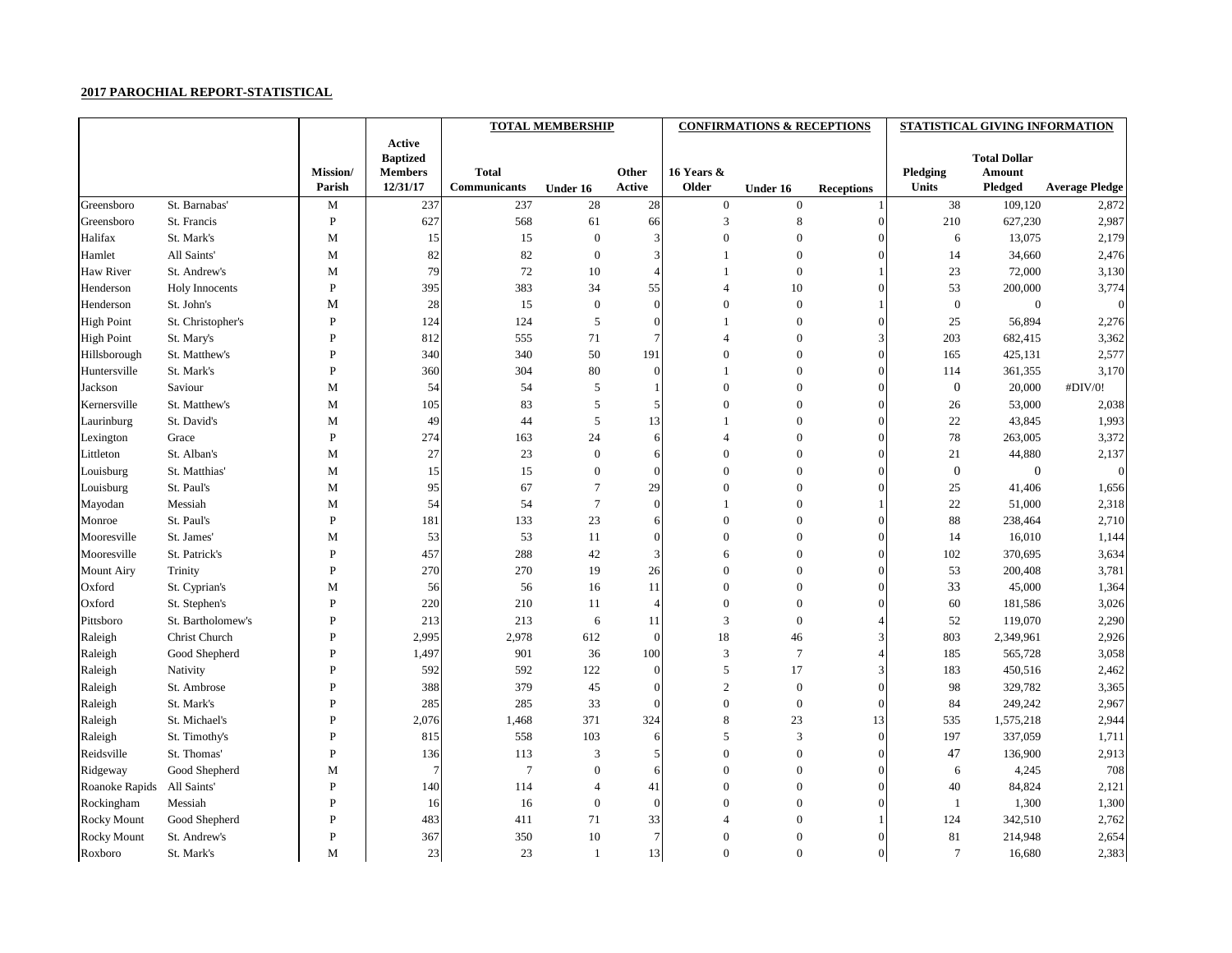**2017 PAROCHIAL REPORT-STATISTICAL**

| | | | | TOTAL MEMBERSHIP | | | CONFIRMATIONS & RECEPTIONS | | | STATISTICAL GIVING INFORMATION | | |
|---|---|---|---|---|---|---|---|---|---|---|---|---|
| | | Mission/ Parish | Active Baptized Members 12/31/17 | Total Communicants | Under 16 | Other Active | 16 Years & Older | Under 16 | Receptions | Pledging Units | Total Dollar Amount Pledged | Average Pledge |
| Greensboro | St. Barnabas' | M | 237 | 237 | 28 | 28 | 0 | 0 | 1 | 38 | 109,120 | 2,872 |
| Greensboro | St. Francis | P | 627 | 568 | 61 | 66 | 3 | 8 | 0 | 210 | 627,230 | 2,987 |
| Halifax | St. Mark's | M | 15 | 15 | 0 | 3 | 0 | 0 | 0 | 6 | 13,075 | 2,179 |
| Hamlet | All Saints' | M | 82 | 82 | 0 | 3 | 1 | 0 | 0 | 14 | 34,660 | 2,476 |
| Haw River | St. Andrew's | M | 79 | 72 | 10 | 4 | 1 | 0 | 1 | 23 | 72,000 | 3,130 |
| Henderson | Holy Innocents | P | 395 | 383 | 34 | 55 | 4 | 10 | 0 | 53 | 200,000 | 3,774 |
| Henderson | St. John's | M | 28 | 15 | 0 | 0 | 0 | 0 | 1 | 0 | 0 | 0 |
| High Point | St. Christopher's | P | 124 | 124 | 5 | 0 | 1 | 0 | 0 | 25 | 56,894 | 2,276 |
| High Point | St. Mary's | P | 812 | 555 | 71 | 7 | 4 | 0 | 3 | 203 | 682,415 | 3,362 |
| Hillsborough | St. Matthew's | P | 340 | 340 | 50 | 191 | 0 | 0 | 0 | 165 | 425,131 | 2,577 |
| Huntersville | St. Mark's | P | 360 | 304 | 80 | 0 | 1 | 0 | 0 | 114 | 361,355 | 3,170 |
| Jackson | Saviour | M | 54 | 54 | 5 | 1 | 0 | 0 | 0 | 0 | 20,000 | #DIV/0! |
| Kernersville | St. Matthew's | M | 105 | 83 | 5 | 5 | 0 | 0 | 0 | 26 | 53,000 | 2,038 |
| Laurinburg | St. David's | M | 49 | 44 | 5 | 13 | 1 | 0 | 0 | 22 | 43,845 | 1,993 |
| Lexington | Grace | P | 274 | 163 | 24 | 6 | 4 | 0 | 0 | 78 | 263,005 | 3,372 |
| Littleton | St. Alban's | M | 27 | 23 | 0 | 6 | 0 | 0 | 0 | 21 | 44,880 | 2,137 |
| Louisburg | St. Matthias' | M | 15 | 15 | 0 | 0 | 0 | 0 | 0 | 0 | 0 | 0 |
| Louisburg | St. Paul's | M | 95 | 67 | 7 | 29 | 0 | 0 | 0 | 25 | 41,406 | 1,656 |
| Mayodan | Messiah | M | 54 | 54 | 7 | 0 | 1 | 0 | 1 | 22 | 51,000 | 2,318 |
| Monroe | St. Paul's | P | 181 | 133 | 23 | 6 | 0 | 0 | 0 | 88 | 238,464 | 2,710 |
| Mooresville | St. James' | M | 53 | 53 | 11 | 0 | 0 | 0 | 0 | 14 | 16,010 | 1,144 |
| Mooresville | St. Patrick's | P | 457 | 288 | 42 | 3 | 6 | 0 | 0 | 102 | 370,695 | 3,634 |
| Mount Airy | Trinity | P | 270 | 270 | 19 | 26 | 0 | 0 | 0 | 53 | 200,408 | 3,781 |
| Oxford | St. Cyprian's | M | 56 | 56 | 16 | 11 | 0 | 0 | 0 | 33 | 45,000 | 1,364 |
| Oxford | St. Stephen's | P | 220 | 210 | 11 | 4 | 0 | 0 | 0 | 60 | 181,586 | 3,026 |
| Pittsboro | St. Bartholomew's | P | 213 | 213 | 6 | 11 | 3 | 0 | 4 | 52 | 119,070 | 2,290 |
| Raleigh | Christ Church | P | 2,995 | 2,978 | 612 | 0 | 18 | 46 | 3 | 803 | 2,349,961 | 2,926 |
| Raleigh | Good Shepherd | P | 1,497 | 901 | 36 | 100 | 3 | 7 | 4 | 185 | 565,728 | 3,058 |
| Raleigh | Nativity | P | 592 | 592 | 122 | 0 | 5 | 17 | 3 | 183 | 450,516 | 2,462 |
| Raleigh | St. Ambrose | P | 388 | 379 | 45 | 0 | 2 | 0 | 0 | 98 | 329,782 | 3,365 |
| Raleigh | St. Mark's | P | 285 | 285 | 33 | 0 | 0 | 0 | 0 | 84 | 249,242 | 2,967 |
| Raleigh | St. Michael's | P | 2,076 | 1,468 | 371 | 324 | 8 | 23 | 13 | 535 | 1,575,218 | 2,944 |
| Raleigh | St. Timothy's | P | 815 | 558 | 103 | 6 | 5 | 3 | 0 | 197 | 337,059 | 1,711 |
| Reidsville | St. Thomas' | P | 136 | 113 | 3 | 5 | 0 | 0 | 0 | 47 | 136,900 | 2,913 |
| Ridgeway | Good Shepherd | M | 7 | 7 | 0 | 6 | 0 | 0 | 0 | 6 | 4,245 | 708 |
| Roanoke Rapids | All Saints' | P | 140 | 114 | 4 | 41 | 0 | 0 | 0 | 40 | 84,824 | 2,121 |
| Rockingham | Messiah | P | 16 | 16 | 0 | 0 | 0 | 0 | 0 | 1 | 1,300 | 1,300 |
| Rocky Mount | Good Shepherd | P | 483 | 411 | 71 | 33 | 4 | 0 | 1 | 124 | 342,510 | 2,762 |
| Rocky Mount | St. Andrew's | P | 367 | 350 | 10 | 7 | 0 | 0 | 0 | 81 | 214,948 | 2,654 |
| Roxboro | St. Mark's | M | 23 | 23 | 1 | 13 | 0 | 0 | 0 | 7 | 16,680 | 2,383 |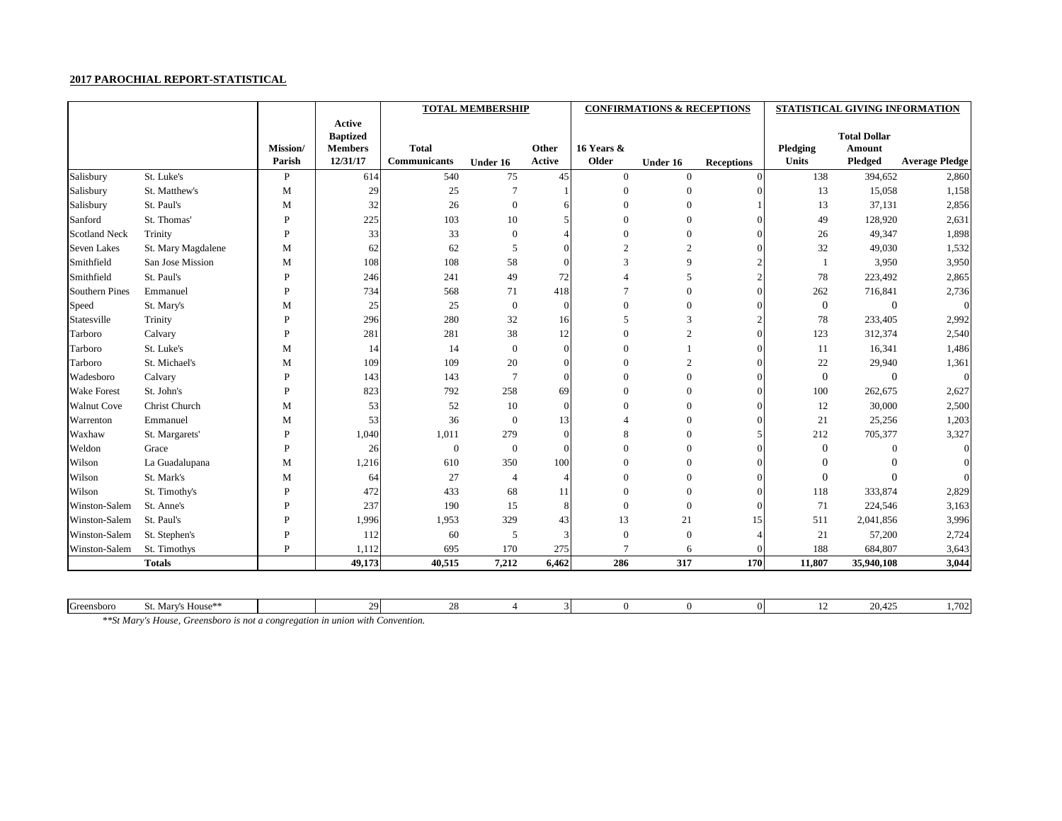**2017 PAROCHIAL REPORT-STATISTICAL**

| | | | | TOTAL MEMBERSHIP | | | CONFIRMATIONS & RECEPTIONS | | | STATISTICAL GIVING INFORMATION | | |
|---|---|---|---|---|---|---|---|---|---|---|---|---|
| | | Mission/ Parish | Active Baptized Members 12/31/17 | Total Communicants | Under 16 | Other Active | 16 Years & Older | Under 16 | Receptions | Pledging Units | Total Dollar Amount Pledged | Average Pledge |
| Salisbury | St. Luke's | P | 614 | 540 | 75 | 45 | 0 | 0 | 0 | 138 | 394,652 | 2,860 |
| Salisbury | St. Matthew's | M | 29 | 25 | 7 | 1 | 0 | 0 | 0 | 13 | 15,058 | 1,158 |
| Salisbury | St. Paul's | M | 32 | 26 | 0 | 6 | 0 | 0 | 1 | 13 | 37,131 | 2,856 |
| Sanford | St. Thomas' | P | 225 | 103 | 10 | 5 | 0 | 0 | 0 | 49 | 128,920 | 2,631 |
| Scotland Neck | Trinity | P | 33 | 33 | 0 | 4 | 0 | 0 | 0 | 26 | 49,347 | 1,898 |
| Seven Lakes | St. Mary Magdalene | M | 62 | 62 | 5 | 0 | 2 | 2 | 0 | 32 | 49,030 | 1,532 |
| Smithfield | San Jose Mission | M | 108 | 108 | 58 | 0 | 3 | 9 | 2 | 1 | 3,950 | 3,950 |
| Smithfield | St. Paul's | P | 246 | 241 | 49 | 72 | 4 | 5 | 2 | 78 | 223,492 | 2,865 |
| Southern Pines | Emmanuel | P | 734 | 568 | 71 | 418 | 7 | 0 | 0 | 262 | 716,841 | 2,736 |
| Speed | St. Mary's | M | 25 | 25 | 0 | 0 | 0 | 0 | 0 | 0 | 0 | 0 |
| Statesville | Trinity | P | 296 | 280 | 32 | 16 | 5 | 3 | 2 | 78 | 233,405 | 2,992 |
| Tarboro | Calvary | P | 281 | 281 | 38 | 12 | 0 | 2 | 0 | 123 | 312,374 | 2,540 |
| Tarboro | St. Luke's | M | 14 | 14 | 0 | 0 | 0 | 1 | 0 | 11 | 16,341 | 1,486 |
| Tarboro | St. Michael's | M | 109 | 109 | 20 | 0 | 0 | 2 | 0 | 22 | 29,940 | 1,361 |
| Wadesboro | Calvary | P | 143 | 143 | 7 | 0 | 0 | 0 | 0 | 0 | 0 | 0 |
| Wake Forest | St. John's | P | 823 | 792 | 258 | 69 | 0 | 0 | 0 | 100 | 262,675 | 2,627 |
| Walnut Cove | Christ Church | M | 53 | 52 | 10 | 0 | 0 | 0 | 0 | 12 | 30,000 | 2,500 |
| Warrenton | Emmanuel | M | 53 | 36 | 0 | 13 | 4 | 0 | 0 | 21 | 25,256 | 1,203 |
| Waxhaw | St. Margarets' | P | 1,040 | 1,011 | 279 | 0 | 8 | 0 | 5 | 212 | 705,377 | 3,327 |
| Weldon | Grace | P | 26 | 0 | 0 | 0 | 0 | 0 | 0 | 0 | 0 | 0 |
| Wilson | La Guadalupana | M | 1,216 | 610 | 350 | 100 | 0 | 0 | 0 | 0 | 0 | 0 |
| Wilson | St. Mark's | M | 64 | 27 | 4 | 4 | 0 | 0 | 0 | 0 | 0 | 0 |
| Wilson | St. Timothy's | P | 472 | 433 | 68 | 11 | 0 | 0 | 0 | 118 | 333,874 | 2,829 |
| Winston-Salem | St. Anne's | P | 237 | 190 | 15 | 8 | 0 | 0 | 0 | 71 | 224,546 | 3,163 |
| Winston-Salem | St. Paul's | P | 1,996 | 1,953 | 329 | 43 | 13 | 21 | 15 | 511 | 2,041,856 | 3,996 |
| Winston-Salem | St. Stephen's | P | 112 | 60 | 5 | 3 | 0 | 0 | 4 | 21 | 57,200 | 2,724 |
| Winston-Salem | St. Timothys | P | 1,112 | 695 | 170 | 275 | 7 | 6 | 0 | 188 | 684,807 | 3,643 |
| | **Totals** | | **49,173** | **40,515** | **7,212** | **6,462** | **286** | **317** | **170** | **11,807** | **35,940,108** | **3,044** |

| | | | | | | | | | | | | |
|---|---|---|---|---|---|---|---|---|---|---|---|---|
| Greensboro | St. Mary's House** | | 29 | 28 | 4 | 3 | 0 | 0 | 0 | 12 | 20,425 | 1,702 |

*\*\*St Mary's House, Greensboro is not a congregation in union with Convention.*